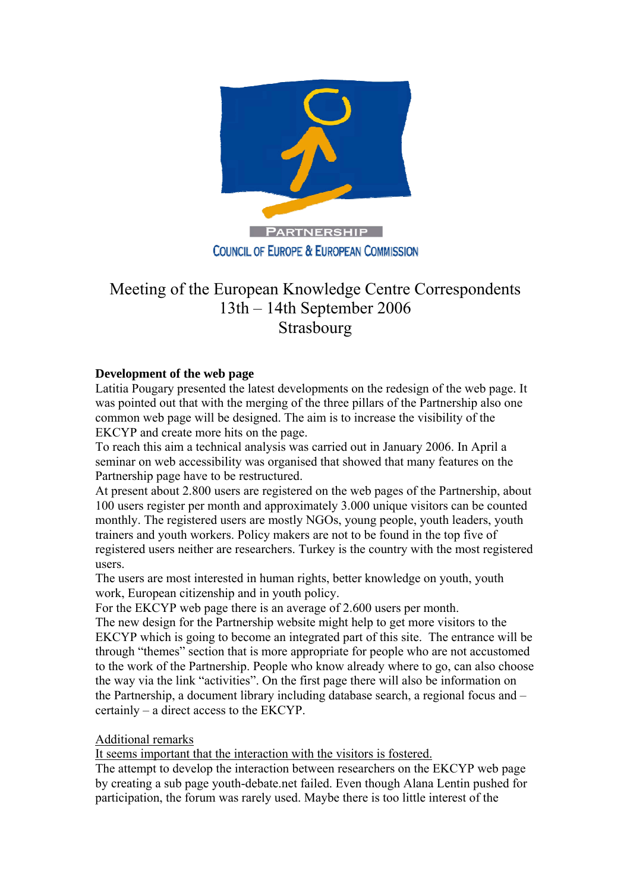PARTNERSHIP

COUNCIL OF EUROPE & EUROPEAN COMMISSION

# Meeting of the European Knowledge Centre Correspondents
# 13th – 14th September 2006
# Strasbourg

**Development of the web page**

Latitia Pougary presented the latest developments on the redesign of the web page. It was pointed out that with the merging of the three pillars of the Partnership also one common web page will be designed. The aim is to increase the visibility of the EKCYP and create more hits on the page.

To reach this aim a technical analysis was carried out in January 2006. In April a seminar on web accessibility was organised that showed that many features on the Partnership page have to be restructured.

At present about 2.800 users are registered on the web pages of the Partnership, about 100 users register per month and approximately 3.000 unique visitors can be counted monthly. The registered users are mostly NGOs, young people, youth leaders, youth trainers and youth workers. Policy makers are not to be found in the top five of registered users neither are researchers. Turkey is the country with the most registered users.

The users are most interested in human rights, better knowledge on youth, youth work, European citizenship and in youth policy.

For the EKCYP web page there is an average of 2.600 users per month.

The new design for the Partnership website might help to get more visitors to the EKCYP which is going to become an integrated part of this site. The entrance will be through "themes" section that is more appropriate for people who are not accustomed to the work of the Partnership. People who know already where to go, can also choose the way via the link "activities". On the first page there will also be information on the Partnership, a document library including database search, a regional focus and – certainly – a direct access to the EKCYP.

<u>Additional remarks</u>

<u>It seems important that the interaction with the visitors is fostered.</u>

The attempt to develop the interaction between researchers on the EKCYP web page by creating a sub page youth-debate.net failed. Even though Alana Lentin pushed for participation, the forum was rarely used. Maybe there is too little interest of the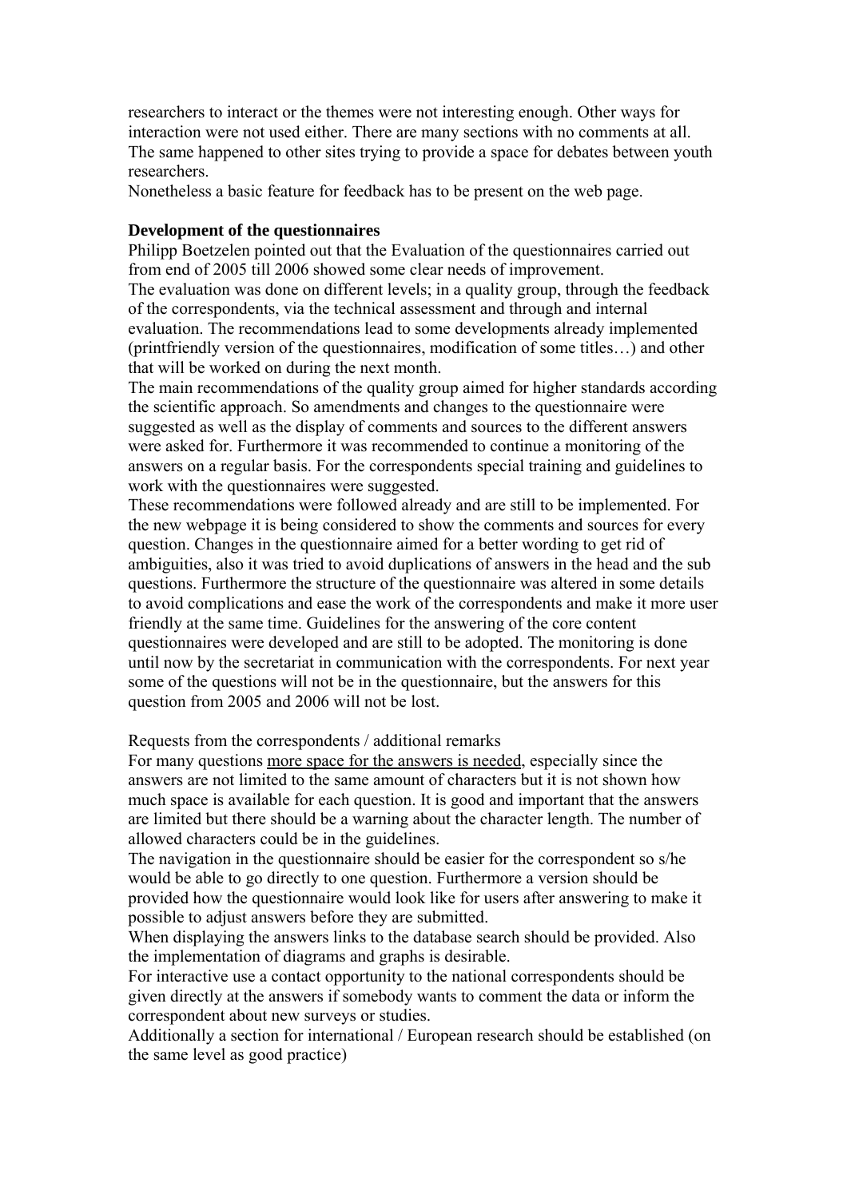researchers to interact or the themes were not interesting enough. Other ways for interaction were not used either. There are many sections with no comments at all. The same happened to other sites trying to provide a space for debates between youth researchers.

Nonetheless a basic feature for feedback has to be present on the web page.

**Development of the questionnaires**

Philipp Boetzelen pointed out that the Evaluation of the questionnaires carried out from end of 2005 till 2006 showed some clear needs of improvement.

The evaluation was done on different levels; in a quality group, through the feedback of the correspondents, via the technical assessment and through and internal evaluation. The recommendations lead to some developments already implemented (printfriendly version of the questionnaires, modification of some titles…) and other that will be worked on during the next month.

The main recommendations of the quality group aimed for higher standards according the scientific approach. So amendments and changes to the questionnaire were suggested as well as the display of comments and sources to the different answers were asked for. Furthermore it was recommended to continue a monitoring of the answers on a regular basis. For the correspondents special training and guidelines to work with the questionnaires were suggested.

These recommendations were followed already and are still to be implemented. For the new webpage it is being considered to show the comments and sources for every question. Changes in the questionnaire aimed for a better wording to get rid of ambiguities, also it was tried to avoid duplications of answers in the head and the sub questions. Furthermore the structure of the questionnaire was altered in some details to avoid complications and ease the work of the correspondents and make it more user friendly at the same time. Guidelines for the answering of the core content questionnaires were developed and are still to be adopted. The monitoring is done until now by the secretariat in communication with the correspondents. For next year some of the questions will not be in the questionnaire, but the answers for this question from 2005 and 2006 will not be lost.

Requests from the correspondents / additional remarks

For many questions more space for the answers is needed, especially since the answers are not limited to the same amount of characters but it is not shown how much space is available for each question. It is good and important that the answers are limited but there should be a warning about the character length. The number of allowed characters could be in the guidelines.

The navigation in the questionnaire should be easier for the correspondent so s/he would be able to go directly to one question. Furthermore a version should be provided how the questionnaire would look like for users after answering to make it possible to adjust answers before they are submitted.

When displaying the answers links to the database search should be provided. Also the implementation of diagrams and graphs is desirable.

For interactive use a contact opportunity to the national correspondents should be given directly at the answers if somebody wants to comment the data or inform the correspondent about new surveys or studies.

Additionally a section for international / European research should be established (on the same level as good practice)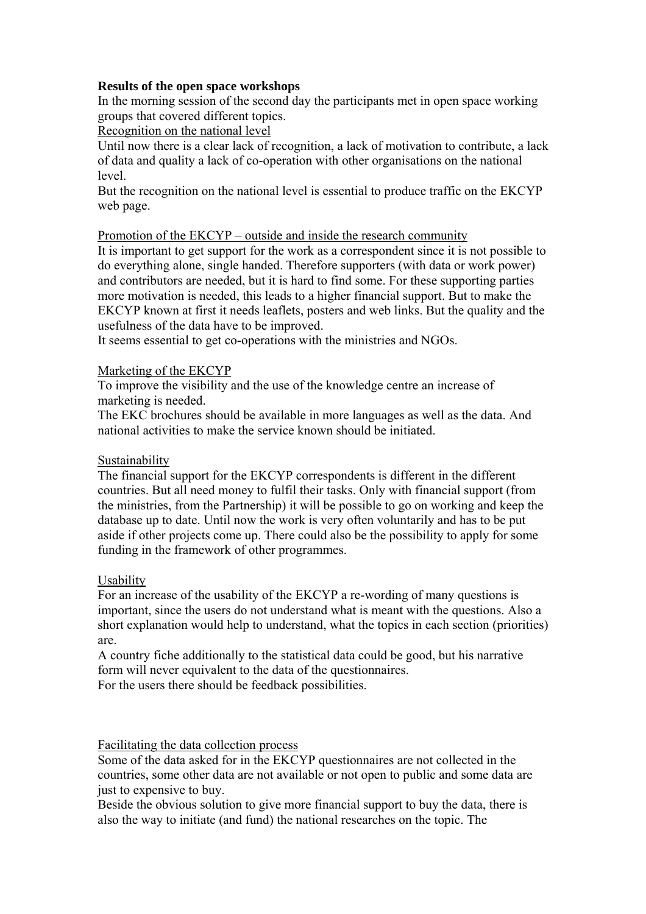**Results of the open space workshops**

In the morning session of the second day the participants met in open space working groups that covered different topics.

<u>Recognition on the national level</u>

Until now there is a clear lack of recognition, a lack of motivation to contribute, a lack of data and quality a lack of co-operation with other organisations on the national level.

But the recognition on the national level is essential to produce traffic on the EKCYP web page.

<u>Promotion of the EKCYP – outside and inside the research community</u>

It is important to get support for the work as a correspondent since it is not possible to do everything alone, single handed. Therefore supporters (with data or work power) and contributors are needed, but it is hard to find some. For these supporting parties more motivation is needed, this leads to a higher financial support. But to make the EKCYP known at first it needs leaflets, posters and web links. But the quality and the usefulness of the data have to be improved.

It seems essential to get co-operations with the ministries and NGOs.

<u>Marketing of the EKCYP</u>

To improve the visibility and the use of the knowledge centre an increase of marketing is needed.

The EKC brochures should be available in more languages as well as the data. And national activities to make the service known should be initiated.

<u>Sustainability</u>

The financial support for the EKCYP correspondents is different in the different countries. But all need money to fulfil their tasks. Only with financial support (from the ministries, from the Partnership) it will be possible to go on working and keep the database up to date. Until now the work is very often voluntarily and has to be put aside if other projects come up. There could also be the possibility to apply for some funding in the framework of other programmes.

<u>Usability</u>

For an increase of the usability of the EKCYP a re-wording of many questions is important, since the users do not understand what is meant with the questions. Also a short explanation would help to understand, what the topics in each section (priorities) are.

A country fiche additionally to the statistical data could be good, but his narrative form will never equivalent to the data of the questionnaires.

For the users there should be feedback possibilities.

<u>Facilitating the data collection process</u>

Some of the data asked for in the EKCYP questionnaires are not collected in the countries, some other data are not available or not open to public and some data are just to expensive to buy.

Beside the obvious solution to give more financial support to buy the data, there is also the way to initiate (and fund) the national researches on the topic. The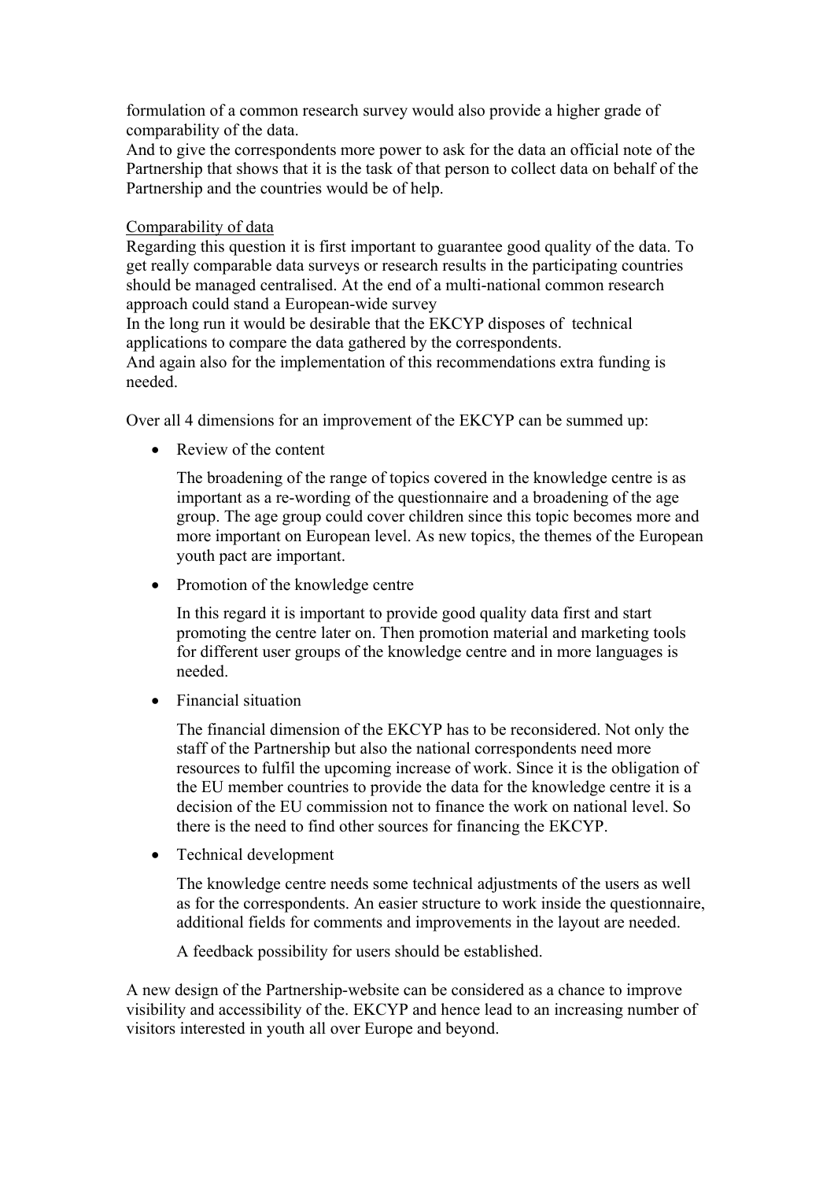formulation of a common research survey would also provide a higher grade of comparability of the data.
And to give the correspondents more power to ask for the data an official note of the Partnership that shows that it is the task of that person to collect data on behalf of the Partnership and the countries would be of help.

<u>Comparability of data</u>
Regarding this question it is first important to guarantee good quality of the data. To get really comparable data surveys or research results in the participating countries should be managed centralised. At the end of a multi-national common research approach could stand a European-wide survey
In the long run it would be desirable that the EKCYP disposes of technical applications to compare the data gathered by the correspondents.
And again also for the implementation of this recommendations extra funding is needed.

Over all 4 dimensions for an improvement of the EKCYP can be summed up:

- Review of the content

  The broadening of the range of topics covered in the knowledge centre is as important as a re-wording of the questionnaire and a broadening of the age group. The age group could cover children since this topic becomes more and more important on European level. As new topics, the themes of the European youth pact are important.

- Promotion of the knowledge centre

  In this regard it is important to provide good quality data first and start promoting the centre later on. Then promotion material and marketing tools for different user groups of the knowledge centre and in more languages is needed.

- Financial situation

  The financial dimension of the EKCYP has to be reconsidered. Not only the staff of the Partnership but also the national correspondents need more resources to fulfil the upcoming increase of work. Since it is the obligation of the EU member countries to provide the data for the knowledge centre it is a decision of the EU commission not to finance the work on national level. So there is the need to find other sources for financing the EKCYP.

- Technical development

  The knowledge centre needs some technical adjustments of the users as well as for the correspondents. An easier structure to work inside the questionnaire, additional fields for comments and improvements in the layout are needed.

  A feedback possibility for users should be established.

A new design of the Partnership-website can be considered as a chance to improve visibility and accessibility of the. EKCYP and hence lead to an increasing number of visitors interested in youth all over Europe and beyond.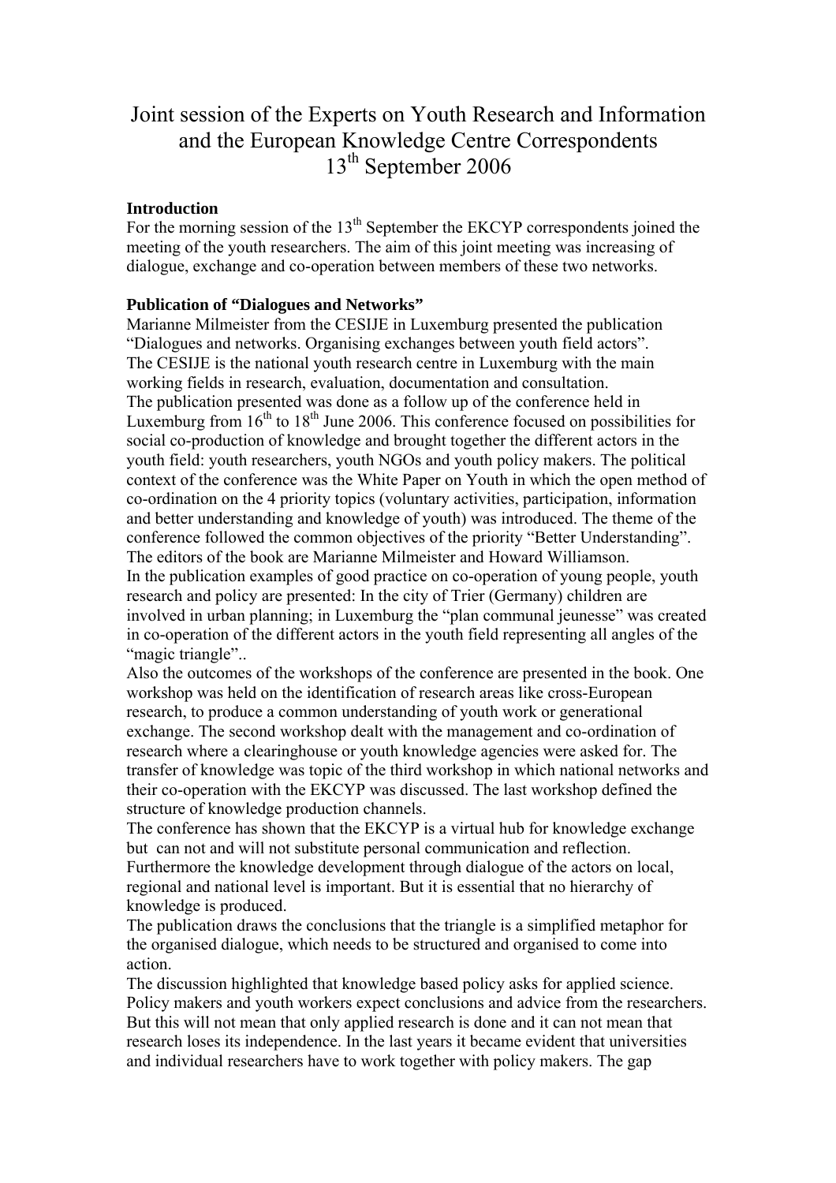# Joint session of the Experts on Youth Research and Information and the European Knowledge Centre Correspondents 13th September 2006

**Introduction**

For the morning session of the 13th September the EKCYP correspondents joined the meeting of the youth researchers. The aim of this joint meeting was increasing of dialogue, exchange and co-operation between members of these two networks.

**Publication of "Dialogues and Networks"**

Marianne Milmeister from the CESIJE in Luxemburg presented the publication "Dialogues and networks. Organising exchanges between youth field actors".
The CESIJE is the national youth research centre in Luxemburg with the main working fields in research, evaluation, documentation and consultation.
The publication presented was done as a follow up of the conference held in Luxemburg from 16th to 18th June 2006. This conference focused on possibilities for social co-production of knowledge and brought together the different actors in the youth field: youth researchers, youth NGOs and youth policy makers. The political context of the conference was the White Paper on Youth in which the open method of co-ordination on the 4 priority topics (voluntary activities, participation, information and better understanding and knowledge of youth) was introduced. The theme of the conference followed the common objectives of the priority "Better Understanding". The editors of the book are Marianne Milmeister and Howard Williamson.
In the publication examples of good practice on co-operation of young people, youth research and policy are presented: In the city of Trier (Germany) children are involved in urban planning; in Luxemburg the "plan communal jeunesse" was created in co-operation of the different actors in the youth field representing all angles of the "magic triangle"..
Also the outcomes of the workshops of the conference are presented in the book. One workshop was held on the identification of research areas like cross-European research, to produce a common understanding of youth work or generational exchange. The second workshop dealt with the management and co-ordination of research where a clearinghouse or youth knowledge agencies were asked for. The transfer of knowledge was topic of the third workshop in which national networks and their co-operation with the EKCYP was discussed. The last workshop defined the structure of knowledge production channels.
The conference has shown that the EKCYP is a virtual hub for knowledge exchange but can not and will not substitute personal communication and reflection. Furthermore the knowledge development through dialogue of the actors on local, regional and national level is important. But it is essential that no hierarchy of knowledge is produced.
The publication draws the conclusions that the triangle is a simplified metaphor for the organised dialogue, which needs to be structured and organised to come into action.
The discussion highlighted that knowledge based policy asks for applied science. Policy makers and youth workers expect conclusions and advice from the researchers. But this will not mean that only applied research is done and it can not mean that research loses its independence. In the last years it became evident that universities and individual researchers have to work together with policy makers. The gap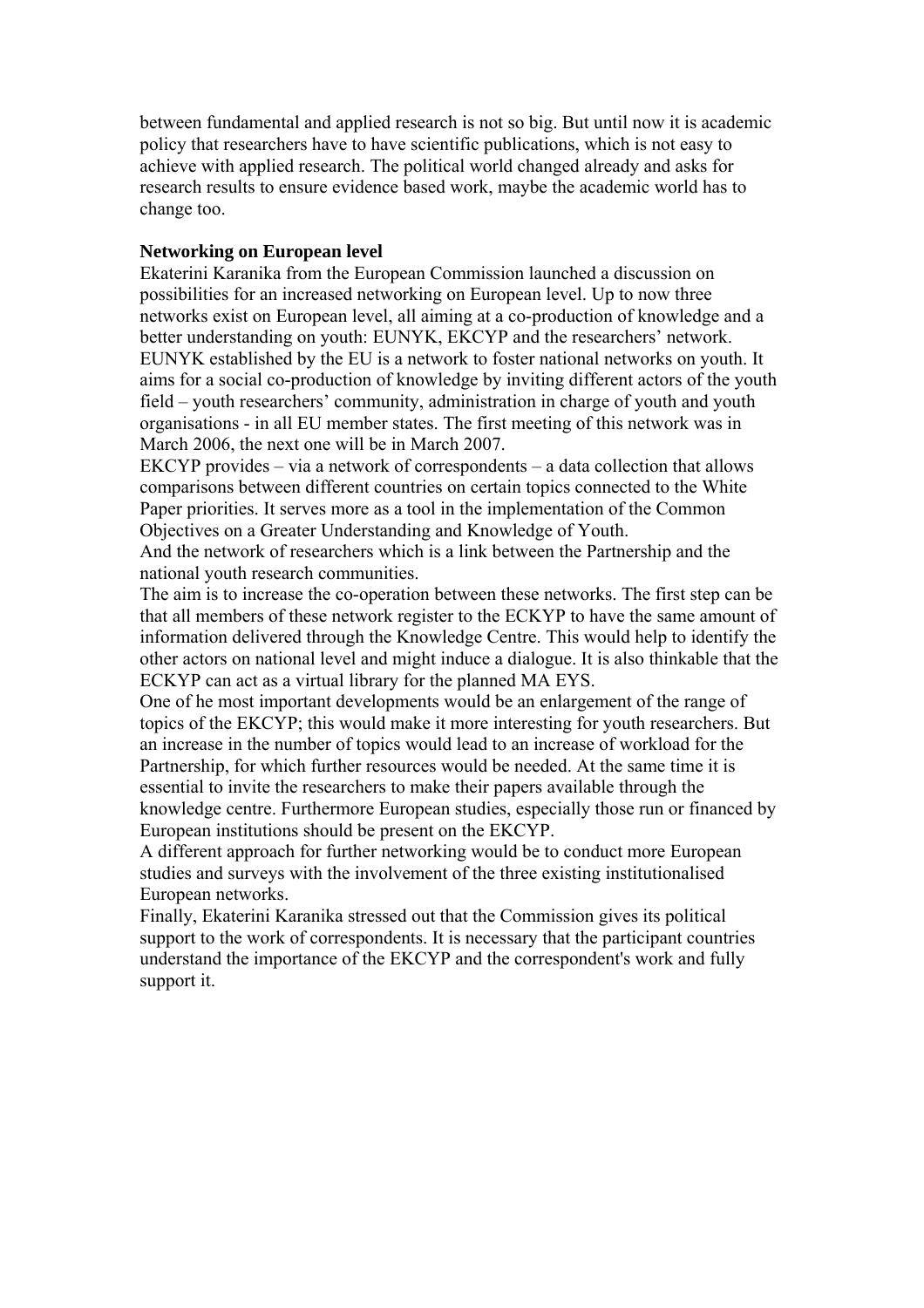between fundamental and applied research is not so big. But until now it is academic policy that researchers have to have scientific publications, which is not easy to achieve with applied research. The political world changed already and asks for research results to ensure evidence based work, maybe the academic world has to change too.

**Networking on European level**

Ekaterini Karanika from the European Commission launched a discussion on possibilities for an increased networking on European level. Up to now three networks exist on European level, all aiming at a co-production of knowledge and a better understanding on youth: EUNYK, EKCYP and the researchers' network.

EUNYK established by the EU is a network to foster national networks on youth. It aims for a social co-production of knowledge by inviting different actors of the youth field – youth researchers' community, administration in charge of youth and youth organisations - in all EU member states. The first meeting of this network was in March 2006, the next one will be in March 2007.

EKCYP provides – via a network of correspondents – a data collection that allows comparisons between different countries on certain topics connected to the White Paper priorities. It serves more as a tool in the implementation of the Common Objectives on a Greater Understanding and Knowledge of Youth.

And the network of researchers which is a link between the Partnership and the national youth research communities.

The aim is to increase the co-operation between these networks. The first step can be that all members of these network register to the ECKYP to have the same amount of information delivered through the Knowledge Centre. This would help to identify the other actors on national level and might induce a dialogue. It is also thinkable that the ECKYP can act as a virtual library for the planned MA EYS.

One of he most important developments would be an enlargement of the range of topics of the EKCYP; this would make it more interesting for youth researchers. But an increase in the number of topics would lead to an increase of workload for the Partnership, for which further resources would be needed. At the same time it is essential to invite the researchers to make their papers available through the knowledge centre. Furthermore European studies, especially those run or financed by European institutions should be present on the EKCYP.

A different approach for further networking would be to conduct more European studies and surveys with the involvement of the three existing institutionalised European networks.

Finally, Ekaterini Karanika stressed out that the Commission gives its political support to the work of correspondents. It is necessary that the participant countries understand the importance of the EKCYP and the correspondent's work and fully support it.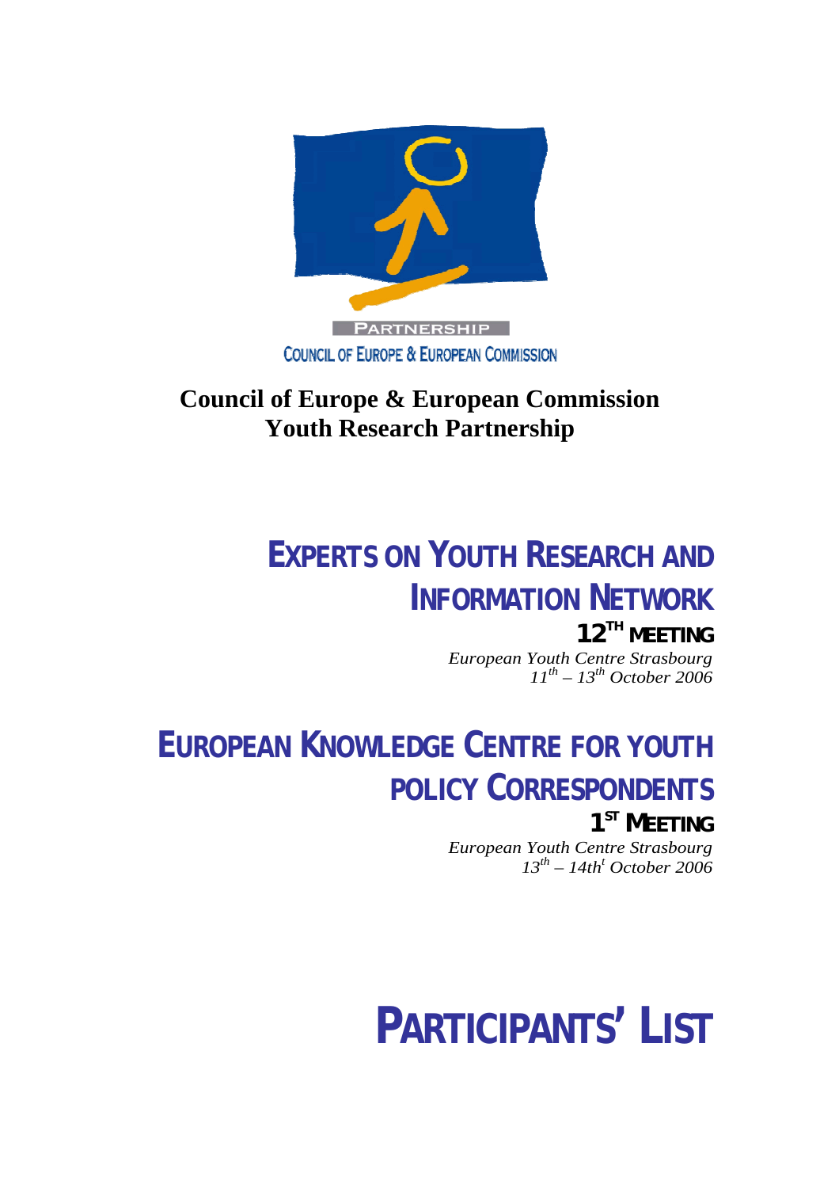PARTNERSHIP

COUNCIL OF EUROPE & EUROPEAN COMMISSION

**Council of Europe & European Commission**
**Youth Research Partnership**

# EXPERTS ON YOUTH RESEARCH AND INFORMATION NETWORK

## 12TH MEETING

*European Youth Centre Strasbourg*
*11th – 13th October 2006*

# EUROPEAN KNOWLEDGE CENTRE FOR YOUTH POLICY CORRESPONDENTS

## 1ST MEETING

*European Youth Centre Strasbourg*
*13th – 14th October 2006*

# PARTICIPANTS' LIST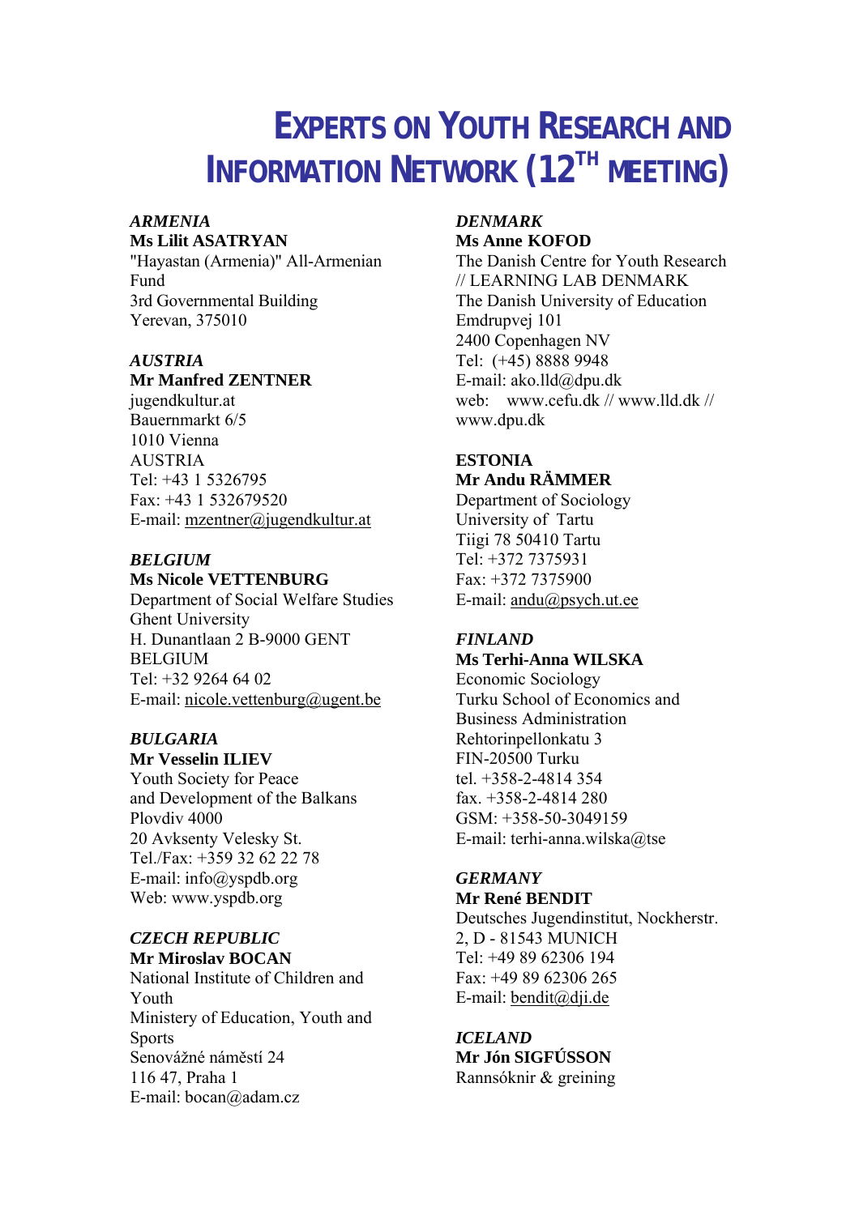# EXPERTS ON YOUTH RESEARCH AND INFORMATION NETWORK (12TH MEETING)

*ARMENIA*
**Ms Lilit ASATRYAN**
"Hayastan (Armenia)" All-Armenian Fund
3rd Governmental Building
Yerevan, 375010

*AUSTRIA*
**Mr Manfred ZENTNER**
jugendkultur.at
Bauernmarkt 6/5
1010 Vienna
AUSTRIA
Tel: +43 1 5326795
Fax: +43 1 532679520
E-mail: mzentner@jugendkultur.at

*BELGIUM*
**Ms Nicole VETTENBURG**
Department of Social Welfare Studies
Ghent University
H. Dunantlaan 2 B-9000 GENT
BELGIUM
Tel: +32 9264 64 02
E-mail: nicole.vettenburg@ugent.be

*BULGARIA*
**Mr Vesselin ILIEV**
Youth Society for Peace and Development of the Balkans
Plovdiv 4000
20 Avksenty Velesky St.
Tel./Fax: +359 32 62 22 78
E-mail: info@yspdb.org
Web: www.yspdb.org

*CZECH REPUBLIC*
**Mr Miroslav BOCAN**
National Institute of Children and Youth
Ministery of Education, Youth and Sports
Senovážné náměstí 24
116 47, Praha 1
E-mail: bocan@adam.cz

*DENMARK*
**Ms Anne KOFOD**
The Danish Centre for Youth Research // LEARNING LAB DENMARK
The Danish University of Education
Emdrupvej 101
2400 Copenhagen NV
Tel: (+45) 8888 9948
E-mail: ako.lld@dpu.dk
web: www.cefu.dk // www.lld.dk // www.dpu.dk

**ESTONIA**
**Mr Andu RÄMMER**
Department of Sociology
University of Tartu
Tiigi 78 50410 Tartu
Tel: +372 7375931
Fax: +372 7375900
E-mail: andu@psych.ut.ee

*FINLAND*
**Ms Terhi-Anna WILSKA**
Economic Sociology
Turku School of Economics and Business Administration
Rehtorinpellonkatu 3
FIN-20500 Turku
tel. +358-2-4814 354
fax. +358-2-4814 280
GSM: +358-50-3049159
E-mail: terhi-anna.wilska@tse

*GERMANY*
**Mr René BENDIT**
Deutsches Jugendinstitut, Nockherstr. 2, D - 81543 MUNICH
Tel: +49 89 62306 194
Fax: +49 89 62306 265
E-mail: bendit@dji.de

*ICELAND*
**Mr Jón SIGFÚSSON**
Rannsóknir & greining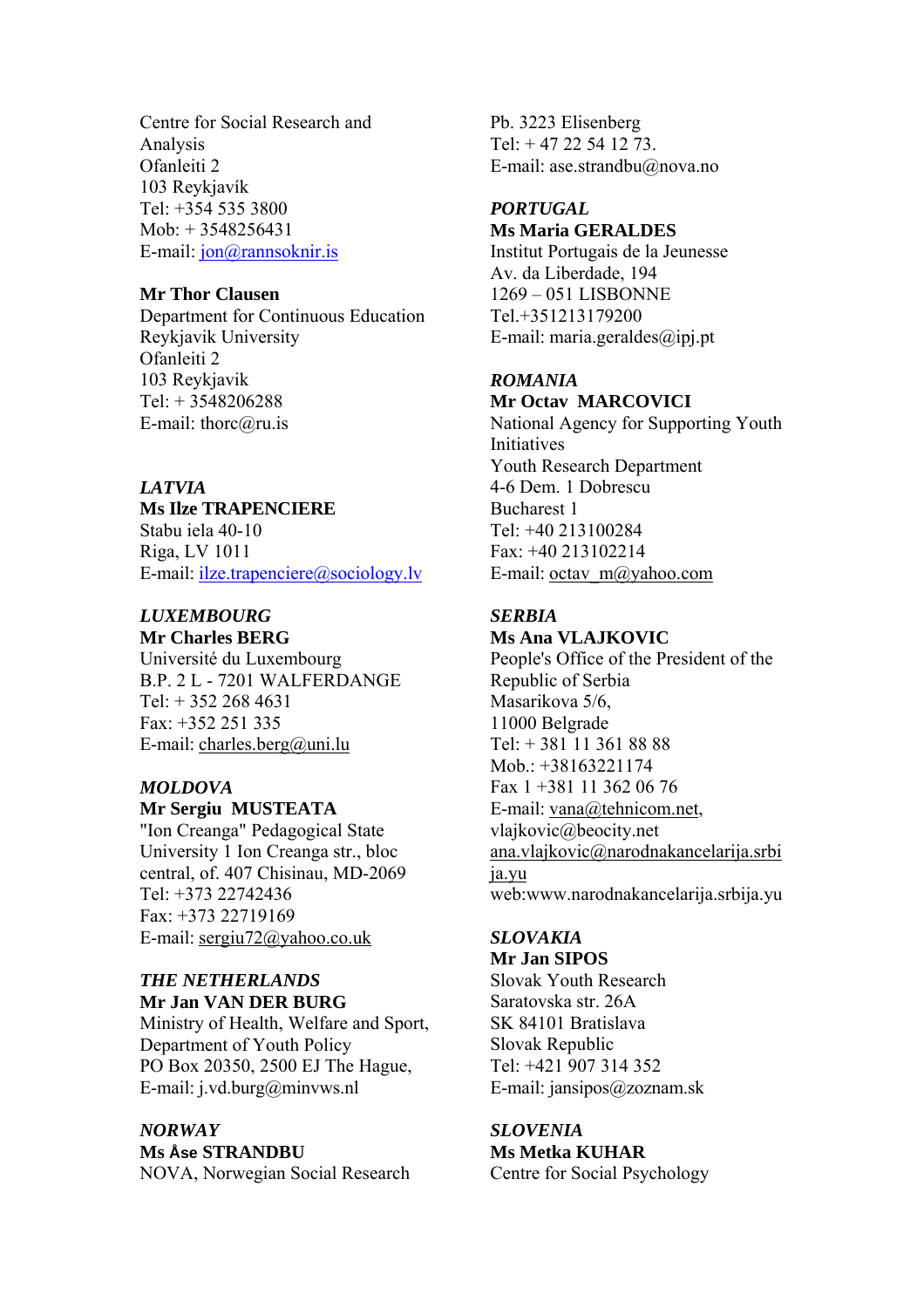Centre for Social Research and Analysis
Ofanleiti 2
103 Reykjavík
Tel: +354 535 3800
Mob: + 3548256431
E-mail: jon@rannsoknir.is

**Mr Thor Clausen**
Department for Continuous Education
Reykjavik University
Ofanleiti 2
103 Reykjavik
Tel: + 3548206288
E-mail: thorc@ru.is

***LATVIA***
**Ms Ilze TRAPENCIERE**
Stabu iela 40-10
Riga, LV 1011
E-mail: ilze.trapenciere@sociology.lv

***LUXEMBOURG***
**Mr Charles BERG**
Université du Luxembourg
B.P. 2 L - 7201 WALFERDANGE
Tel: + 352 268 4631
Fax: +352 251 335
E-mail: charles.berg@uni.lu

***MOLDOVA***
**Mr Sergiu MUSTEATA**
"Ion Creanga" Pedagogical State University 1 Ion Creanga str., bloc central, of. 407 Chisinau, MD-2069
Tel: +373 22742436
Fax: +373 22719169
E-mail: sergiu72@yahoo.co.uk

***THE NETHERLANDS***
**Mr Jan VAN DER BURG**
Ministry of Health, Welfare and Sport, Department of Youth Policy
PO Box 20350, 2500 EJ The Hague,
E-mail: j.vd.burg@minvws.nl

***NORWAY***
**Ms Åse STRANDBU**
NOVA, Norwegian Social Research
Pb. 3223 Elisenberg
Tel: + 47 22 54 12 73.
E-mail: ase.strandbu@nova.no

***PORTUGAL***
**Ms Maria GERALDES**
Institut Portugais de la Jeunesse
Av. da Liberdade, 194
1269 – 051 LISBONNE
Tel.+351213179200
E-mail: maria.geraldes@ipj.pt

***ROMANIA***
**Mr Octav MARCOVICI**
National Agency for Supporting Youth Initiatives
Youth Research Department
4-6 Dem. 1 Dobrescu
Bucharest 1
Tel: +40 213100284
Fax: +40 213102214
E-mail: octav_m@yahoo.com

***SERBIA***
**Ms Ana VLAJKOVIC**
People's Office of the President of the Republic of Serbia
Masarikova 5/6,
11000 Belgrade
Tel: + 381 11 361 88 88
Mob.: +38163221174
Fax 1 +381 11 362 06 76
E-mail: vana@tehnicom.net, vlajkovic@beocity.net
ana.vlajkovic@narodnakancelarija.srbija.yu
web:www.narodnakancelarija.srbija.yu

***SLOVAKIA***
**Mr Jan SIPOS**
Slovak Youth Research
Saratovska str. 26A
SK 84101 Bratislava
Slovak Republic
Tel: +421 907 314 352
E-mail: jansipos@zoznam.sk

***SLOVENIA***
**Ms Metka KUHAR**
Centre for Social Psychology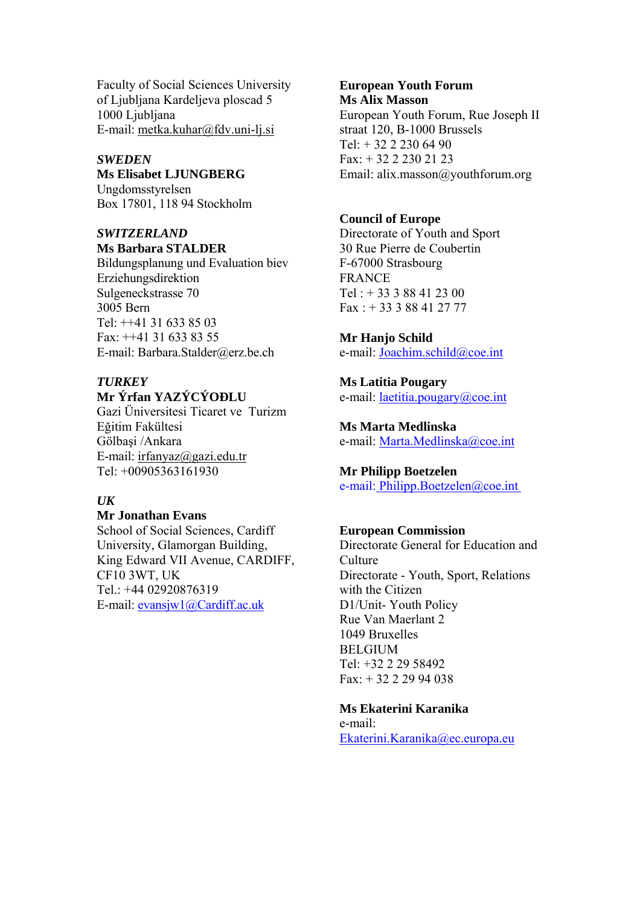Faculty of Social Sciences University of Ljubljana Kardeljeva ploscad 5
1000 Ljubljana
E-mail: metka.kuhar@fdv.uni-lj.si

***SWEDEN***
**Ms Elisabet LJUNGBERG**
Ungdomsstyrelsen
Box 17801, 118 94 Stockholm

***SWITZERLAND***
**Ms Barbara STALDER**
Bildungsplanung und Evaluation biev
Erziehungsdirektion
Sulgeneckstrasse 70
3005 Bern
Tel: ++41 31 633 85 03
Fax: ++41 31 633 83 55
E-mail: Barbara.Stalder@erz.be.ch

***TURKEY***
**Mr Ýrfan YAZÝCÝOĐLU**
Gazi Üniversitesi Ticaret ve Turizm Eğitim Fakültesi
Gölbaşi /Ankara
E-mail: irfanyaz@gazi.edu.tr
Tel: +00905363161930

***UK***
**Mr Jonathan Evans**
School of Social Sciences, Cardiff University, Glamorgan Building, King Edward VII Avenue, CARDIFF, CF10 3WT, UK
Tel.: +44 02920876319
E-mail: evansjw1@Cardiff.ac.uk

**European Youth Forum**
**Ms Alix Masson**
European Youth Forum, Rue Joseph II straat 120, B-1000 Brussels
Tel: + 32 2 230 64 90
Fax: + 32 2 230 21 23
Email: alix.masson@youthforum.org

**Council of Europe**
Directorate of Youth and Sport
30 Rue Pierre de Coubertin
F-67000 Strasbourg
FRANCE
Tel : + 33 3 88 41 23 00
Fax : + 33 3 88 41 27 77

**Mr Hanjo Schild**
e-mail: Joachim.schild@coe.int

**Ms Latitia Pougary**
e-mail: laetitia.pougary@coe.int

**Ms Marta Medlinska**
e-mail: Marta.Medlinska@coe.int

**Mr Philipp Boetzelen**
e-mail: Philipp.Boetzelen@coe.int

**European Commission**
Directorate General for Education and Culture
Directorate - Youth, Sport, Relations with the Citizen
D1/Unit- Youth Policy
Rue Van Maerlant 2
1049 Bruxelles
BELGIUM
Tel: +32 2 29 58492
Fax: + 32 2 29 94 038

**Ms Ekaterini Karanika**
e-mail:
Ekaterini.Karanika@ec.europa.eu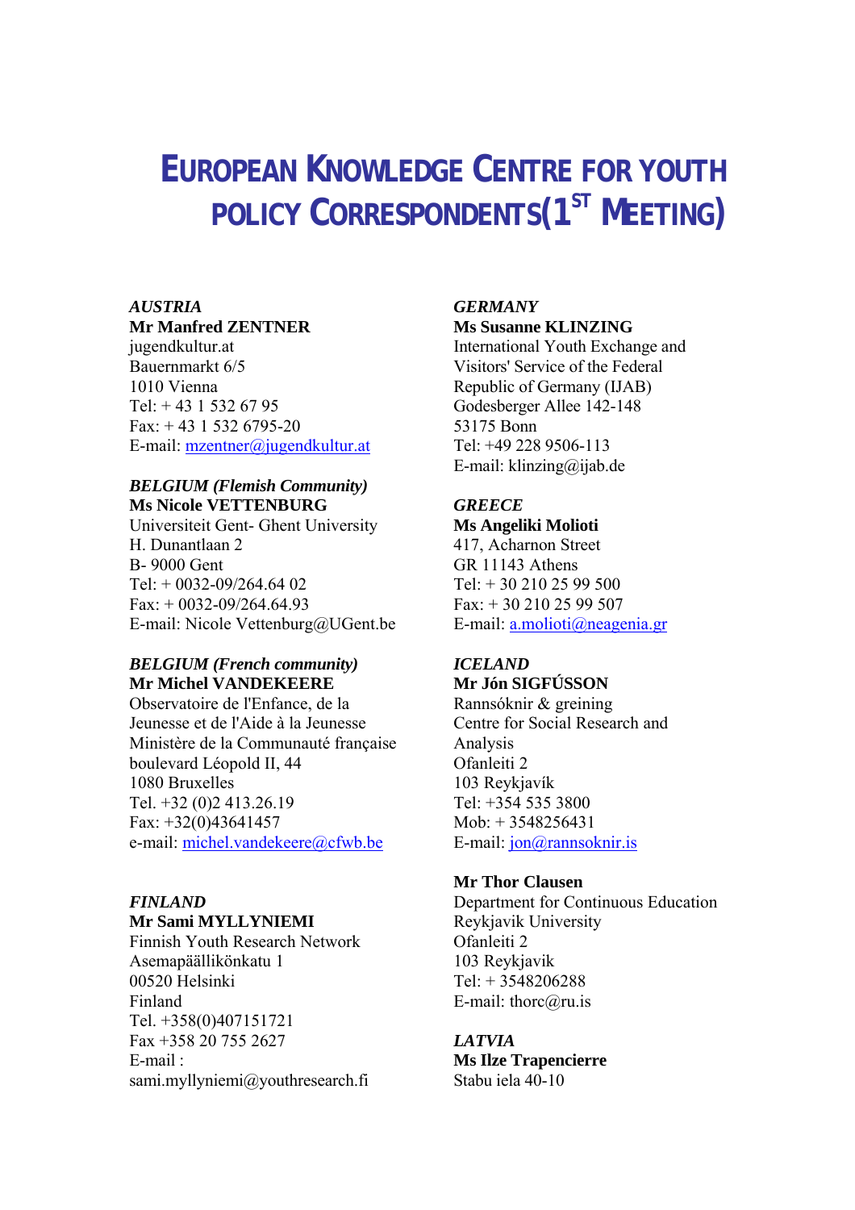# European Knowledge Centre for Youth Policy Correspondents (1st Meeting)

*AUSTRIA*
**Mr Manfred ZENTNER**
jugendkultur.at
Bauernmarkt 6/5
1010 Vienna
Tel: + 43 1 532 67 95
Fax: + 43 1 532 6795-20
E-mail: mzentner@jugendkultur.at

*BELGIUM (Flemish Community)*
**Ms Nicole VETTENBURG**
Universiteit Gent- Ghent University
H. Dunantlaan 2
B- 9000 Gent
Tel: + 0032-09/264.64 02
Fax: + 0032-09/264.64.93
E-mail: Nicole Vettenburg@UGent.be

*BELGIUM (French community)*
**Mr Michel VANDEKEERE**
Observatoire de l'Enfance, de la Jeunesse et de l'Aide à la Jeunesse
Ministère de la Communauté française
boulevard Léopold II, 44
1080 Bruxelles
Tel. +32 (0)2 413.26.19
Fax: +32(0)43641457
e-mail: michel.vandekeere@cfwb.be

*FINLAND*
**Mr Sami MYLLYNIEMI**
Finnish Youth Research Network
Asemapäällikönkatu 1
00520 Helsinki
Finland
Tel. +358(0)407151721
Fax +358 20 755 2627
E-mail :
sami.myllyniemi@youthresearch.fi

*GERMANY*
**Ms Susanne KLINZING**
International Youth Exchange and Visitors' Service of the Federal Republic of Germany (IJAB)
Godesberger Allee 142-148
53175 Bonn
Tel: +49 228 9506-113
E-mail: klinzing@ijab.de

*GREECE*
**Ms Angeliki Molioti**
417, Acharnon Street
GR 11143 Athens
Tel: + 30 210 25 99 500
Fax: + 30 210 25 99 507
E-mail: a.molioti@neagenia.gr

*ICELAND*
**Mr Jón SIGFÚSSON**
Rannsóknir & greining
Centre for Social Research and Analysis
Ofanleiti 2
103 Reykjavík
Tel: +354 535 3800
Mob: + 3548256431
E-mail: jon@rannsoknir.is

**Mr Thor Clausen**
Department for Continuous Education
Reykjavik University
Ofanleiti 2
103 Reykjavik
Tel: + 3548206288
E-mail: thorc@ru.is

*LATVIA*
**Ms Ilze Trapencierre**
Stabu iela 40-10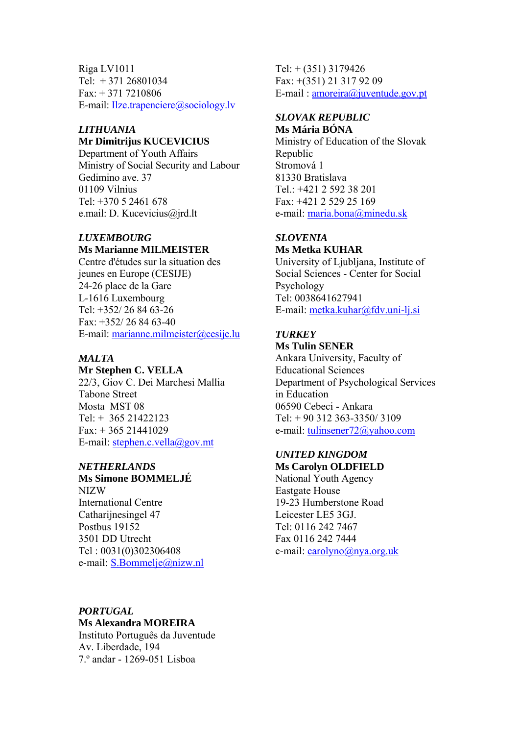Riga LV1011
Tel: + 371 26801034
Fax: + 371 7210806
E-mail: Ilze.trapenciere@sociology.lv

***LITHUANIA***
**Mr Dimitrijus KUCEVICIUS**
Department of Youth Affairs
Ministry of Social Security and Labour
Gedimino ave. 37
01109 Vilnius
Tel: +370 5 2461 678
e.mail: D. Kucevicius@jrd.lt

***LUXEMBOURG***
**Ms Marianne MILMEISTER**
Centre d'études sur la situation des jeunes en Europe (CESIJE)
24-26 place de la Gare
L-1616 Luxembourg
Tel: +352/ 26 84 63-26
Fax: +352/ 26 84 63-40
E-mail: marianne.milmeister@cesije.lu

***MALTA***
**Mr Stephen C. VELLA**
22/3, Giov C. Dei Marchesi Mallia
Tabone Street
Mosta MST 08
Tel: + 365 21422123
Fax: + 365 21441029
E-mail: stephen.c.vella@gov.mt

***NETHERLANDS***
**Ms Simone BOMMELJÉ**
NIZW
International Centre
Catharijnesingel 47
Postbus 19152
3501 DD Utrecht
Tel : 0031(0)302306408
e-mail: S.Bommelje@nizw.nl

***PORTUGAL***
**Ms Alexandra MOREIRA**
Instituto Português da Juventude
Av. Liberdade, 194
7.º andar - 1269-051 Lisboa
Tel: + (351) 3179426
Fax: +(351) 21 317 92 09
E-mail : amoreira@juventude.gov.pt

***SLOVAK REPUBLIC***
**Ms Mária BÓNA**
Ministry of Education of the Slovak Republic
Stromová 1
81330 Bratislava
Tel.: +421 2 592 38 201
Fax: +421 2 529 25 169
e-mail: maria.bona@minedu.sk

***SLOVENIA***
**Ms Metka KUHAR**
University of Ljubljana, Institute of Social Sciences - Center for Social Psychology
Tel: 0038641627941
E-mail: metka.kuhar@fdv.uni-lj.si

***TURKEY***
**Ms Tulin SENER**
Ankara University, Faculty of Educational Sciences
Department of Psychological Services in Education
06590 Cebeci - Ankara
Tel: + 90 312 363-3350/ 3109
e-mail: tulinsener72@yahoo.com

***UNITED KINGDOM***
**Ms Carolyn OLDFIELD**
National Youth Agency
Eastgate House
19-23 Humberstone Road
Leicester LE5 3GJ.
Tel: 0116 242 7467
Fax 0116 242 7444
e-mail: carolyno@nya.org.uk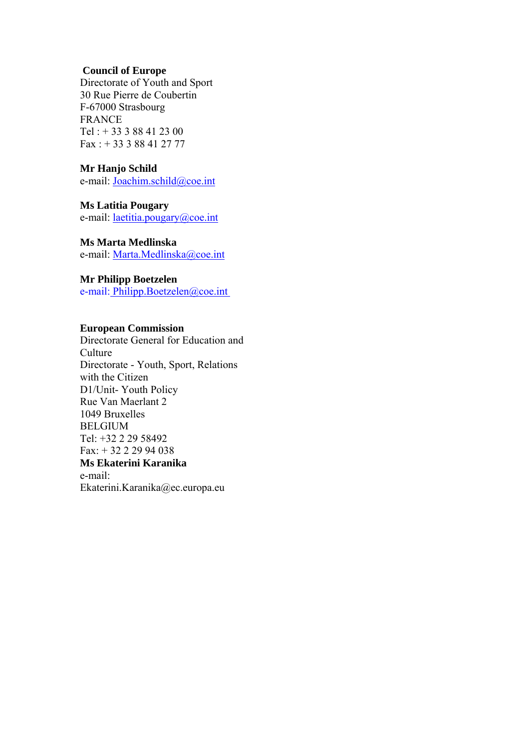**Council of Europe**
Directorate of Youth and Sport
30 Rue Pierre de Coubertin
F-67000 Strasbourg
FRANCE
Tel : + 33 3 88 41 23 00
Fax : + 33 3 88 41 27 77

**Mr Hanjo Schild**
e-mail: Joachim.schild@coe.int

**Ms Latitia Pougary**
e-mail: laetitia.pougary@coe.int

**Ms Marta Medlinska**
e-mail: Marta.Medlinska@coe.int

**Mr Philipp Boetzelen**
e-mail: Philipp.Boetzelen@coe.int

**European Commission**
Directorate General for Education and Culture
Directorate - Youth, Sport, Relations with the Citizen
D1/Unit- Youth Policy
Rue Van Maerlant 2
1049 Bruxelles
BELGIUM
Tel: +32 2 29 58492
Fax: + 32 2 29 94 038
**Ms Ekaterini Karanika**
e-mail:
Ekaterini.Karanika@ec.europa.eu